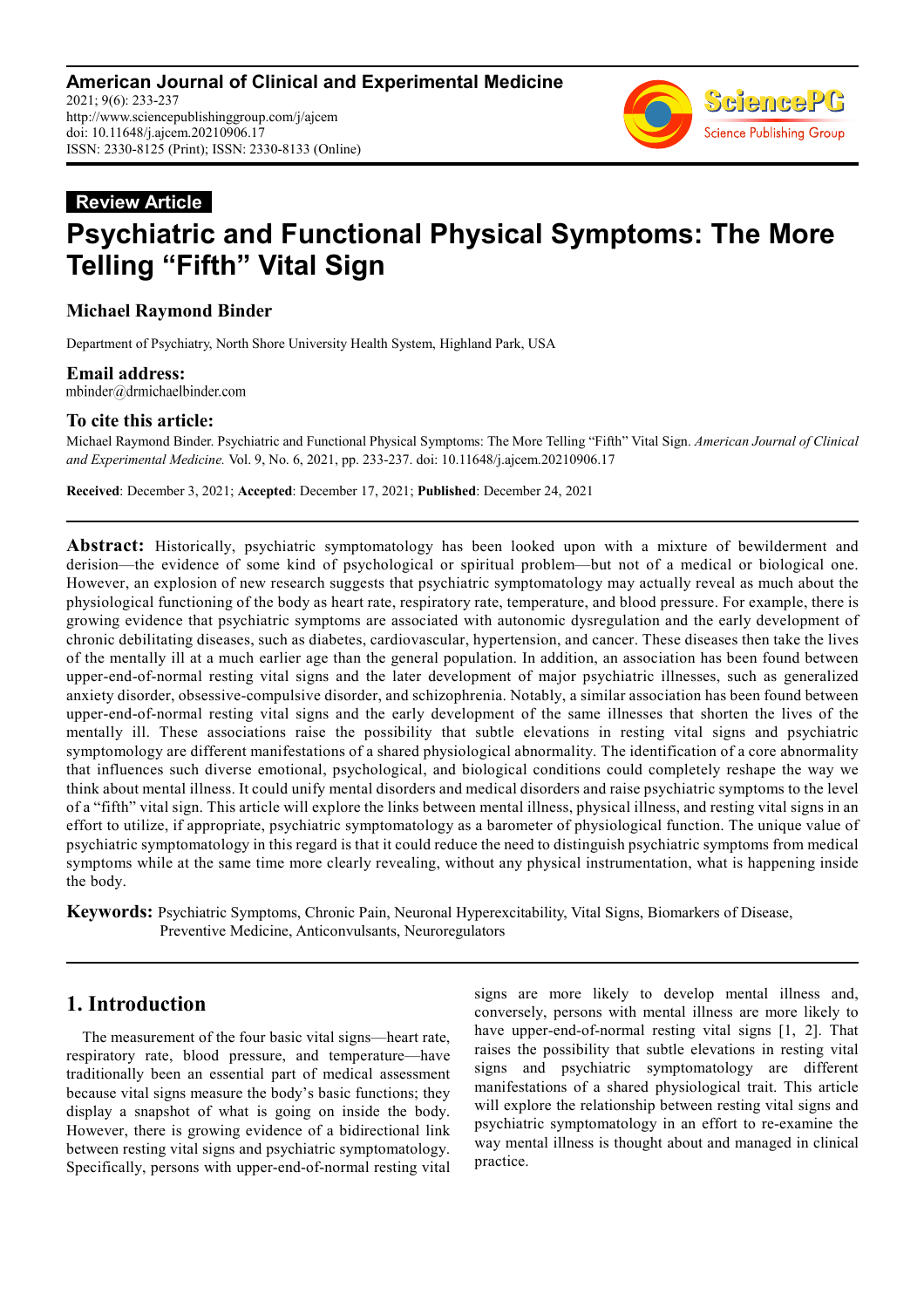**American Journal of Clinical and Experimental Medicine**
2021; 9(6): 233-237
http://www.sciencepublishinggroup.com/j/ajcem
doi: 10.11648/j.ajcem.20210906.17
ISSN: 2330-8125 (Print); ISSN: 2330-8133 (Online)

**Review Article**

# Psychiatric and Functional Physical Symptoms: The More Telling "Fifth" Vital Sign

**Michael Raymond Binder**

Department of Psychiatry, North Shore University Health System, Highland Park, USA

**Email address:**
mbinder@drmichaelbinder.com

**To cite this article:**
Michael Raymond Binder. Psychiatric and Functional Physical Symptoms: The More Telling "Fifth" Vital Sign. *American Journal of Clinical and Experimental Medicine.* Vol. 9, No. 6, 2021, pp. 233-237. doi: 10.11648/j.ajcem.20210906.17

**Received**: December 3, 2021; **Accepted**: December 17, 2021; **Published**: December 24, 2021

---

**Abstract:** Historically, psychiatric symptomatology has been looked upon with a mixture of bewilderment and derision—the evidence of some kind of psychological or spiritual problem—but not of a medical or biological one. However, an explosion of new research suggests that psychiatric symptomatology may actually reveal as much about the physiological functioning of the body as heart rate, respiratory rate, temperature, and blood pressure. For example, there is growing evidence that psychiatric symptoms are associated with autonomic dysregulation and the early development of chronic debilitating diseases, such as diabetes, cardiovascular, hypertension, and cancer. These diseases then take the lives of the mentally ill at a much earlier age than the general population. In addition, an association has been found between upper-end-of-normal resting vital signs and the later development of major psychiatric illnesses, such as generalized anxiety disorder, obsessive-compulsive disorder, and schizophrenia. Notably, a similar association has been found between upper-end-of-normal resting vital signs and the early development of the same illnesses that shorten the lives of the mentally ill. These associations raise the possibility that subtle elevations in resting vital signs and psychiatric symptomology are different manifestations of a shared physiological abnormality. The identification of a core abnormality that influences such diverse emotional, psychological, and biological conditions could completely reshape the way we think about mental illness. It could unify mental disorders and medical disorders and raise psychiatric symptoms to the level of a "fifth" vital sign. This article will explore the links between mental illness, physical illness, and resting vital signs in an effort to utilize, if appropriate, psychiatric symptomatology as a barometer of physiological function. The unique value of psychiatric symptomatology in this regard is that it could reduce the need to distinguish psychiatric symptoms from medical symptoms while at the same time more clearly revealing, without any physical instrumentation, what is happening inside the body.

**Keywords:** Psychiatric Symptoms, Chronic Pain, Neuronal Hyperexcitability, Vital Signs, Biomarkers of Disease, Preventive Medicine, Anticonvulsants, Neuroregulators

---

## 1. Introduction

The measurement of the four basic vital signs—heart rate, respiratory rate, blood pressure, and temperature—have traditionally been an essential part of medical assessment because vital signs measure the body's basic functions; they display a snapshot of what is going on inside the body. However, there is growing evidence of a bidirectional link between resting vital signs and psychiatric symptomatology. Specifically, persons with upper-end-of-normal resting vital signs are more likely to develop mental illness and, conversely, persons with mental illness are more likely to have upper-end-of-normal resting vital signs [1, 2]. That raises the possibility that subtle elevations in resting vital signs and psychiatric symptomatology are different manifestations of a shared physiological trait. This article will explore the relationship between resting vital signs and psychiatric symptomatology in an effort to re-examine the way mental illness is thought about and managed in clinical practice.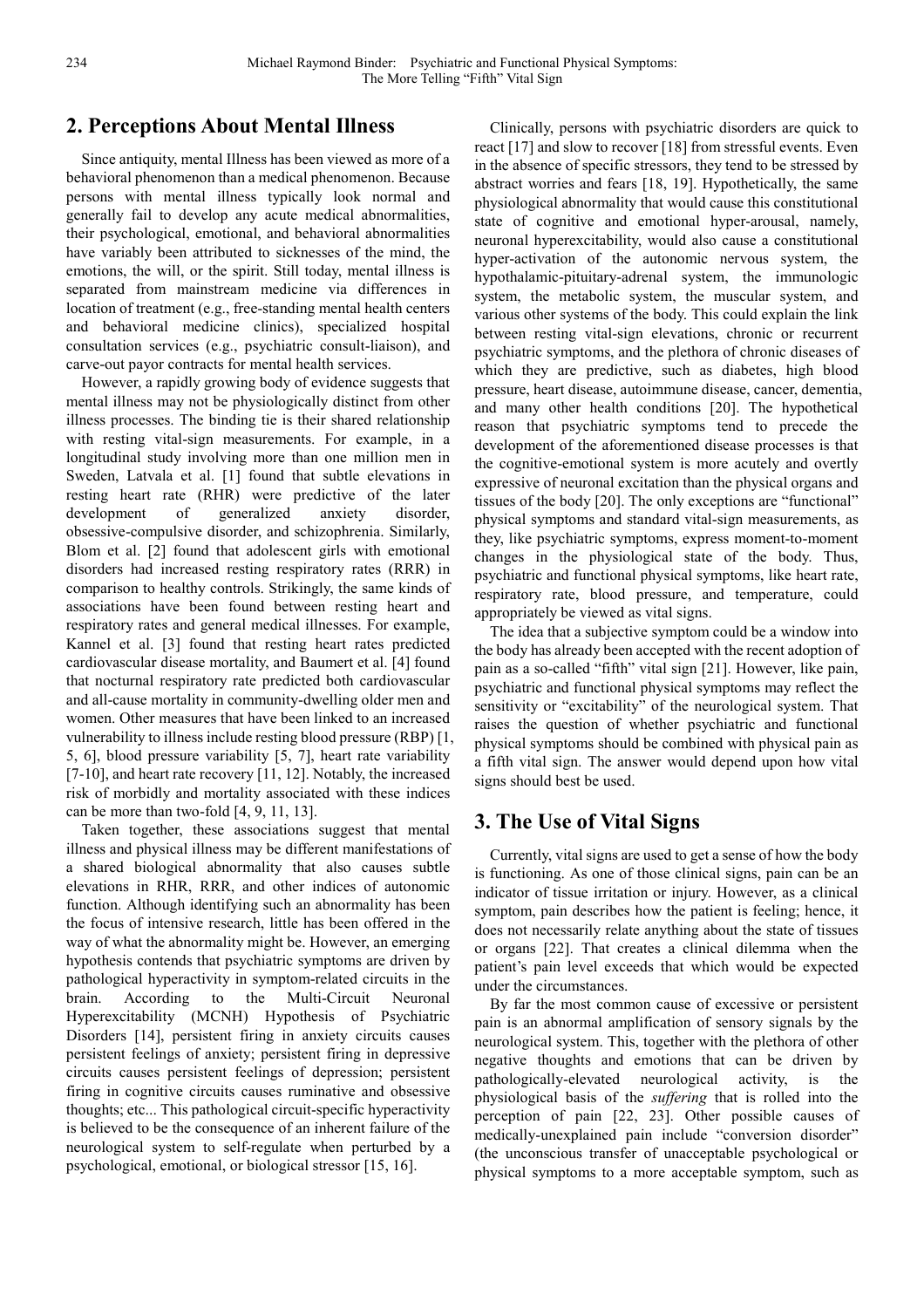## 2. Perceptions About Mental Illness

Since antiquity, mental Illness has been viewed as more of a behavioral phenomenon than a medical phenomenon. Because persons with mental illness typically look normal and generally fail to develop any acute medical abnormalities, their psychological, emotional, and behavioral abnormalities have variably been attributed to sicknesses of the mind, the emotions, the will, or the spirit. Still today, mental illness is separated from mainstream medicine via differences in location of treatment (e.g., free-standing mental health centers and behavioral medicine clinics), specialized hospital consultation services (e.g., psychiatric consult-liaison), and carve-out payor contracts for mental health services.

However, a rapidly growing body of evidence suggests that mental illness may not be physiologically distinct from other illness processes. The binding tie is their shared relationship with resting vital-sign measurements. For example, in a longitudinal study involving more than one million men in Sweden, Latvala et al. [1] found that subtle elevations in resting heart rate (RHR) were predictive of the later development of generalized anxiety disorder, obsessive-compulsive disorder, and schizophrenia. Similarly, Blom et al. [2] found that adolescent girls with emotional disorders had increased resting respiratory rates (RRR) in comparison to healthy controls. Strikingly, the same kinds of associations have been found between resting heart and respiratory rates and general medical illnesses. For example, Kannel et al. [3] found that resting heart rates predicted cardiovascular disease mortality, and Baumert et al. [4] found that nocturnal respiratory rate predicted both cardiovascular and all-cause mortality in community-dwelling older men and women. Other measures that have been linked to an increased vulnerability to illness include resting blood pressure (RBP) [1, 5, 6], blood pressure variability [5, 7], heart rate variability [7-10], and heart rate recovery [11, 12]. Notably, the increased risk of morbidly and mortality associated with these indices can be more than two-fold [4, 9, 11, 13].

Taken together, these associations suggest that mental illness and physical illness may be different manifestations of a shared biological abnormality that also causes subtle elevations in RHR, RRR, and other indices of autonomic function. Although identifying such an abnormality has been the focus of intensive research, little has been offered in the way of what the abnormality might be. However, an emerging hypothesis contends that psychiatric symptoms are driven by pathological hyperactivity in symptom-related circuits in the brain. According to the Multi-Circuit Neuronal Hyperexcitability (MCNH) Hypothesis of Psychiatric Disorders [14], persistent firing in anxiety circuits causes persistent feelings of anxiety; persistent firing in depressive circuits causes persistent feelings of depression; persistent firing in cognitive circuits causes ruminative and obsessive thoughts; etc... This pathological circuit-specific hyperactivity is believed to be the consequence of an inherent failure of the neurological system to self-regulate when perturbed by a psychological, emotional, or biological stressor [15, 16].

Clinically, persons with psychiatric disorders are quick to react [17] and slow to recover [18] from stressful events. Even in the absence of specific stressors, they tend to be stressed by abstract worries and fears [18, 19]. Hypothetically, the same physiological abnormality that would cause this constitutional state of cognitive and emotional hyper-arousal, namely, neuronal hyperexcitability, would also cause a constitutional hyper-activation of the autonomic nervous system, the hypothalamic-pituitary-adrenal system, the immunologic system, the metabolic system, the muscular system, and various other systems of the body. This could explain the link between resting vital-sign elevations, chronic or recurrent psychiatric symptoms, and the plethora of chronic diseases of which they are predictive, such as diabetes, high blood pressure, heart disease, autoimmune disease, cancer, dementia, and many other health conditions [20]. The hypothetical reason that psychiatric symptoms tend to precede the development of the aforementioned disease processes is that the cognitive-emotional system is more acutely and overtly expressive of neuronal excitation than the physical organs and tissues of the body [20]. The only exceptions are "functional" physical symptoms and standard vital-sign measurements, as they, like psychiatric symptoms, express moment-to-moment changes in the physiological state of the body. Thus, psychiatric and functional physical symptoms, like heart rate, respiratory rate, blood pressure, and temperature, could appropriately be viewed as vital signs.

The idea that a subjective symptom could be a window into the body has already been accepted with the recent adoption of pain as a so-called "fifth" vital sign [21]. However, like pain, psychiatric and functional physical symptoms may reflect the sensitivity or "excitability" of the neurological system. That raises the question of whether psychiatric and functional physical symptoms should be combined with physical pain as a fifth vital sign. The answer would depend upon how vital signs should best be used.

## 3. The Use of Vital Signs

Currently, vital signs are used to get a sense of how the body is functioning. As one of those clinical signs, pain can be an indicator of tissue irritation or injury. However, as a clinical symptom, pain describes how the patient is feeling; hence, it does not necessarily relate anything about the state of tissues or organs [22]. That creates a clinical dilemma when the patient's pain level exceeds that which would be expected under the circumstances.

By far the most common cause of excessive or persistent pain is an abnormal amplification of sensory signals by the neurological system. This, together with the plethora of other negative thoughts and emotions that can be driven by pathologically-elevated neurological activity, is the physiological basis of the *suffering* that is rolled into the perception of pain [22, 23]. Other possible causes of medically-unexplained pain include "conversion disorder" (the unconscious transfer of unacceptable psychological or physical symptoms to a more acceptable symptom, such as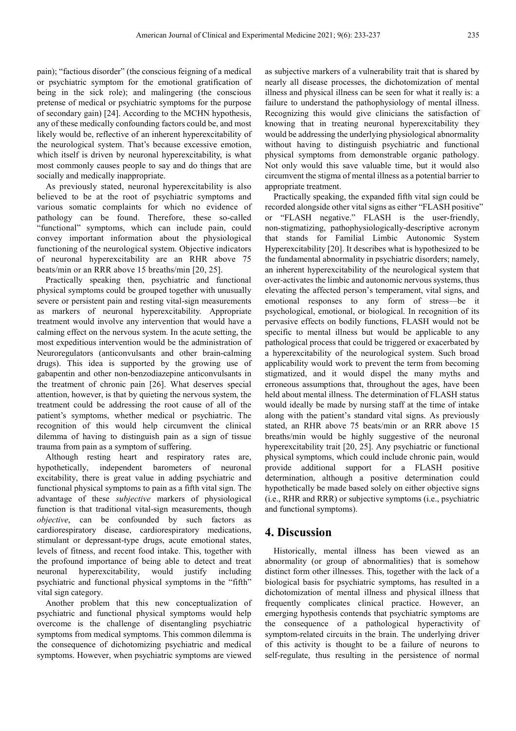pain); "factious disorder" (the conscious feigning of a medical or psychiatric symptom for the emotional gratification of being in the sick role); and malingering (the conscious pretense of medical or psychiatric symptoms for the purpose of secondary gain) [24]. According to the MCHN hypothesis, any of these medically confounding factors could be, and most likely would be, reflective of an inherent hyperexcitability of the neurological system. That's because excessive emotion, which itself is driven by neuronal hyperexcitability, is what most commonly causes people to say and do things that are socially and medically inappropriate.

As previously stated, neuronal hyperexcitability is also believed to be at the root of psychiatric symptoms and various somatic complaints for which no evidence of pathology can be found. Therefore, these so-called "functional" symptoms, which can include pain, could convey important information about the physiological functioning of the neurological system. Objective indicators of neuronal hyperexcitability are an RHR above 75 beats/min or an RRR above 15 breaths/min [20, 25].

Practically speaking then, psychiatric and functional physical symptoms could be grouped together with unusually severe or persistent pain and resting vital-sign measurements as markers of neuronal hyperexcitability. Appropriate treatment would involve any intervention that would have a calming effect on the nervous system. In the acute setting, the most expeditious intervention would be the administration of Neuroregulators (anticonvulsants and other brain-calming drugs). This idea is supported by the growing use of gabapentin and other non-benzodiazepine anticonvulsants in the treatment of chronic pain [26]. What deserves special attention, however, is that by quieting the nervous system, the treatment could be addressing the root cause of all of the patient's symptoms, whether medical or psychiatric. The recognition of this would help circumvent the clinical dilemma of having to distinguish pain as a sign of tissue trauma from pain as a symptom of suffering.

Although resting heart and respiratory rates are, hypothetically, independent barometers of neuronal excitability, there is great value in adding psychiatric and functional physical symptoms to pain as a fifth vital sign. The advantage of these *subjective* markers of physiological function is that traditional vital-sign measurements, though *objective*, can be confounded by such factors as cardiorespiratory disease, cardiorespiratory medications, stimulant or depressant-type drugs, acute emotional states, levels of fitness, and recent food intake. This, together with the profound importance of being able to detect and treat neuronal hyperexcitability, would justify including psychiatric and functional physical symptoms in the "fifth" vital sign category.

Another problem that this new conceptualization of psychiatric and functional physical symptoms would help overcome is the challenge of disentangling psychiatric symptoms from medical symptoms. This common dilemma is the consequence of dichotomizing psychiatric and medical symptoms. However, when psychiatric symptoms are viewed as subjective markers of a vulnerability trait that is shared by nearly all disease processes, the dichotomization of mental illness and physical illness can be seen for what it really is: a failure to understand the pathophysiology of mental illness. Recognizing this would give clinicians the satisfaction of knowing that in treating neuronal hyperexcitability they would be addressing the underlying physiological abnormality without having to distinguish psychiatric and functional physical symptoms from demonstrable organic pathology. Not only would this save valuable time, but it would also circumvent the stigma of mental illness as a potential barrier to appropriate treatment.

Practically speaking, the expanded fifth vital sign could be recorded alongside other vital signs as either "FLASH positive" or "FLASH negative." FLASH is the user-friendly, non-stigmatizing, pathophysiologically-descriptive acronym that stands for Familial Limbic Autonomic System Hyperexcitability [20]. It describes what is hypothesized to be the fundamental abnormality in psychiatric disorders; namely, an inherent hyperexcitability of the neurological system that over-activates the limbic and autonomic nervous systems, thus elevating the affected person's temperament, vital signs, and emotional responses to any form of stress—be it psychological, emotional, or biological. In recognition of its pervasive effects on bodily functions, FLASH would not be specific to mental illness but would be applicable to any pathological process that could be triggered or exacerbated by a hyperexcitability of the neurological system. Such broad applicability would work to prevent the term from becoming stigmatized, and it would dispel the many myths and erroneous assumptions that, throughout the ages, have been held about mental illness. The determination of FLASH status would ideally be made by nursing staff at the time of intake along with the patient's standard vital signs. As previously stated, an RHR above 75 beats/min or an RRR above 15 breaths/min would be highly suggestive of the neuronal hyperexcitability trait [20, 25]. Any psychiatric or functional physical symptoms, which could include chronic pain, would provide additional support for a FLASH positive determination, although a positive determination could hypothetically be made based solely on either objective signs (i.e., RHR and RRR) or subjective symptoms (i.e., psychiatric and functional symptoms).

## 4. Discussion

Historically, mental illness has been viewed as an abnormality (or group of abnormalities) that is somehow distinct form other illnesses. This, together with the lack of a biological basis for psychiatric symptoms, has resulted in a dichotomization of mental illness and physical illness that frequently complicates clinical practice. However, an emerging hypothesis contends that psychiatric symptoms are the consequence of a pathological hyperactivity of symptom-related circuits in the brain. The underlying driver of this activity is thought to be a failure of neurons to self-regulate, thus resulting in the persistence of normal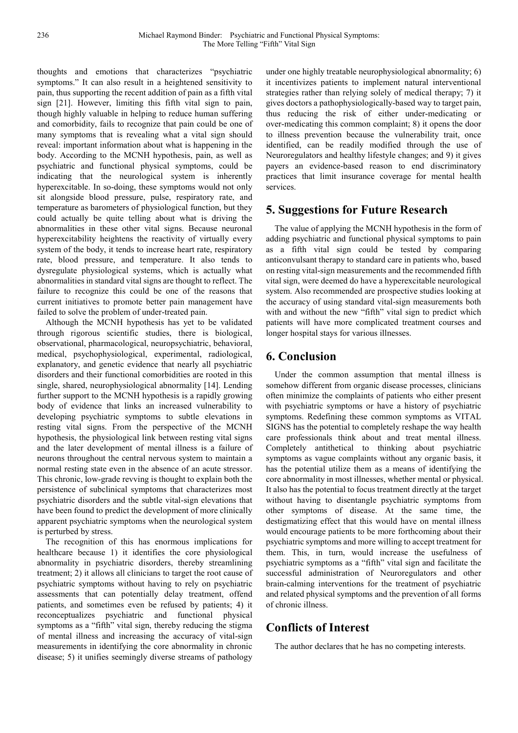thoughts and emotions that characterizes "psychiatric symptoms." It can also result in a heightened sensitivity to pain, thus supporting the recent addition of pain as a fifth vital sign [21]. However, limiting this fifth vital sign to pain, though highly valuable in helping to reduce human suffering and comorbidity, fails to recognize that pain could be one of many symptoms that is revealing what a vital sign should reveal: important information about what is happening in the body. According to the MCNH hypothesis, pain, as well as psychiatric and functional physical symptoms, could be indicating that the neurological system is inherently hyperexcitable. In so-doing, these symptoms would not only sit alongside blood pressure, pulse, respiratory rate, and temperature as barometers of physiological function, but they could actually be quite telling about what is driving the abnormalities in these other vital signs. Because neuronal hyperexcitability heightens the reactivity of virtually every system of the body, it tends to increase heart rate, respiratory rate, blood pressure, and temperature. It also tends to dysregulate physiological systems, which is actually what abnormalities in standard vital signs are thought to reflect. The failure to recognize this could be one of the reasons that current initiatives to promote better pain management have failed to solve the problem of under-treated pain.

Although the MCNH hypothesis has yet to be validated through rigorous scientific studies, there is biological, observational, pharmacological, neuropsychiatric, behavioral, medical, psychophysiological, experimental, radiological, explanatory, and genetic evidence that nearly all psychiatric disorders and their functional comorbidities are rooted in this single, shared, neurophysiological abnormality [14]. Lending further support to the MCNH hypothesis is a rapidly growing body of evidence that links an increased vulnerability to developing psychiatric symptoms to subtle elevations in resting vital signs. From the perspective of the MCNH hypothesis, the physiological link between resting vital signs and the later development of mental illness is a failure of neurons throughout the central nervous system to maintain a normal resting state even in the absence of an acute stressor. This chronic, low-grade revving is thought to explain both the persistence of subclinical symptoms that characterizes most psychiatric disorders and the subtle vital-sign elevations that have been found to predict the development of more clinically apparent psychiatric symptoms when the neurological system is perturbed by stress.

The recognition of this has enormous implications for healthcare because 1) it identifies the core physiological abnormality in psychiatric disorders, thereby streamlining treatment; 2) it allows all clinicians to target the root cause of psychiatric symptoms without having to rely on psychiatric assessments that can potentially delay treatment, offend patients, and sometimes even be refused by patients; 4) it reconceptualizes psychiatric and functional physical symptoms as a "fifth" vital sign, thereby reducing the stigma of mental illness and increasing the accuracy of vital-sign measurements in identifying the core abnormality in chronic disease; 5) it unifies seemingly diverse streams of pathology under one highly treatable neurophysiological abnormality; 6) it incentivizes patients to implement natural interventional strategies rather than relying solely of medical therapy; 7) it gives doctors a pathophysiologically-based way to target pain, thus reducing the risk of either under-medicating or over-medicating this common complaint; 8) it opens the door to illness prevention because the vulnerability trait, once identified, can be readily modified through the use of Neuroregulators and healthy lifestyle changes; and 9) it gives payers an evidence-based reason to end discriminatory practices that limit insurance coverage for mental health services.

## 5. Suggestions for Future Research

The value of applying the MCNH hypothesis in the form of adding psychiatric and functional physical symptoms to pain as a fifth vital sign could be tested by comparing anticonvulsant therapy to standard care in patients who, based on resting vital-sign measurements and the recommended fifth vital sign, were deemed do have a hyperexcitable neurological system. Also recommended are prospective studies looking at the accuracy of using standard vital-sign measurements both with and without the new "fifth" vital sign to predict which patients will have more complicated treatment courses and longer hospital stays for various illnesses.

## 6. Conclusion

Under the common assumption that mental illness is somehow different from organic disease processes, clinicians often minimize the complaints of patients who either present with psychiatric symptoms or have a history of psychiatric symptoms. Redefining these common symptoms as VITAL SIGNS has the potential to completely reshape the way health care professionals think about and treat mental illness. Completely antithetical to thinking about psychiatric symptoms as vague complaints without any organic basis, it has the potential utilize them as a means of identifying the core abnormality in most illnesses, whether mental or physical. It also has the potential to focus treatment directly at the target without having to disentangle psychiatric symptoms from other symptoms of disease. At the same time, the destigmatizing effect that this would have on mental illness would encourage patients to be more forthcoming about their psychiatric symptoms and more willing to accept treatment for them. This, in turn, would increase the usefulness of psychiatric symptoms as a "fifth" vital sign and facilitate the successful administration of Neuroregulators and other brain-calming interventions for the treatment of psychiatric and related physical symptoms and the prevention of all forms of chronic illness.

## Conflicts of Interest

The author declares that he has no competing interests.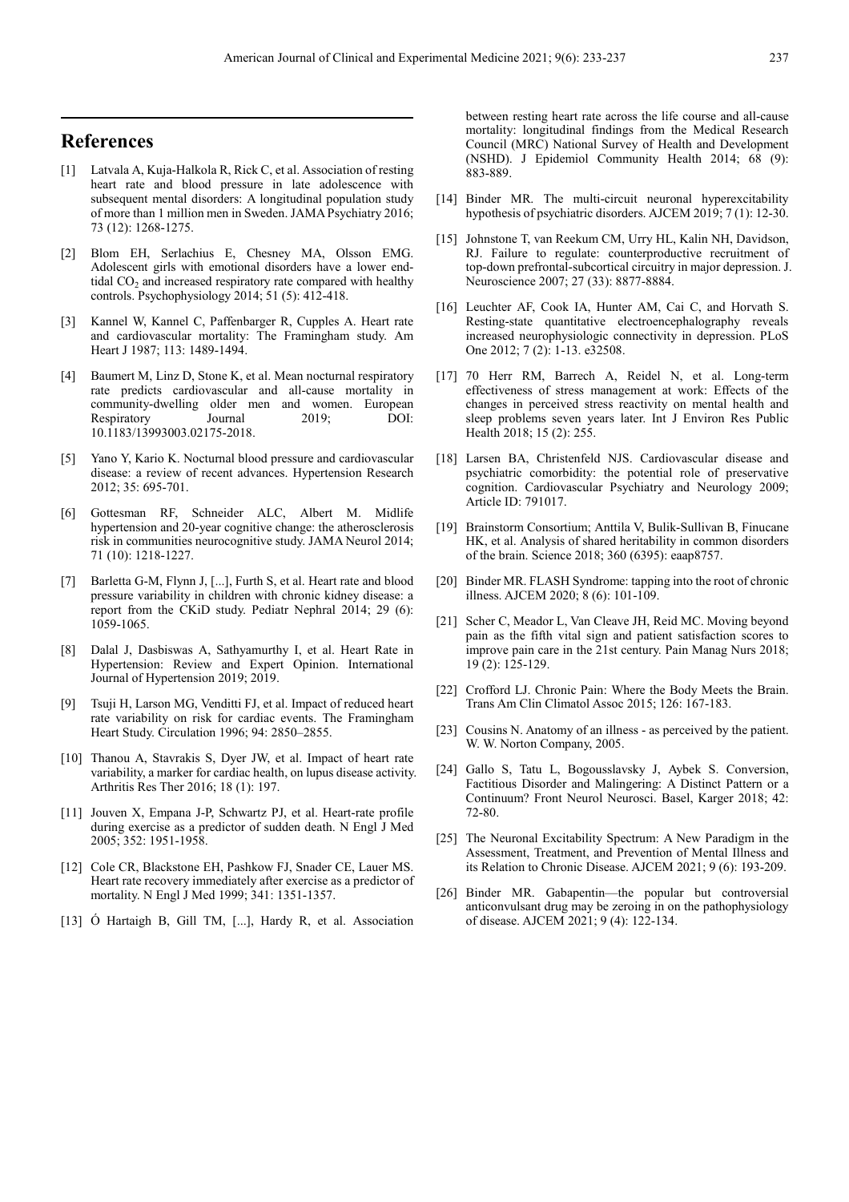## References

[1] Latvala A, Kuja-Halkola R, Rick C, et al. Association of resting heart rate and blood pressure in late adolescence with subsequent mental disorders: A longitudinal population study of more than 1 million men in Sweden. JAMA Psychiatry 2016; 73 (12): 1268-1275.

[2] Blom EH, Serlachius E, Chesney MA, Olsson EMG. Adolescent girls with emotional disorders have a lower end-tidal $CO_2$ and increased respiratory rate compared with healthy controls. Psychophysiology 2014; 51 (5): 412-418.

[3] Kannel W, Kannel C, Paffenbarger R, Cupples A. Heart rate and cardiovascular mortality: The Framingham study. Am Heart J 1987; 113: 1489-1494.

[4] Baumert M, Linz D, Stone K, et al. Mean nocturnal respiratory rate predicts cardiovascular and all-cause mortality in community-dwelling older men and women. European Respiratory Journal 2019; DOI: 10.1183/13993003.02175-2018.

[5] Yano Y, Kario K. Nocturnal blood pressure and cardiovascular disease: a review of recent advances. Hypertension Research 2012; 35: 695-701.

[6] Gottesman RF, Schneider ALC, Albert M. Midlife hypertension and 20-year cognitive change: the atherosclerosis risk in communities neurocognitive study. JAMA Neurol 2014; 71 (10): 1218-1227.

[7] Barletta G-M, Flynn J, [...], Furth S, et al. Heart rate and blood pressure variability in children with chronic kidney disease: a report from the CKiD study. Pediatr Nephral 2014; 29 (6): 1059-1065.

[8] Dalal J, Dasbiswas A, Sathyamurthy I, et al. Heart Rate in Hypertension: Review and Expert Opinion. International Journal of Hypertension 2019; 2019.

[9] Tsuji H, Larson MG, Venditti FJ, et al. Impact of reduced heart rate variability on risk for cardiac events. The Framingham Heart Study. Circulation 1996; 94: 2850–2855.

[10] Thanou A, Stavrakis S, Dyer JW, et al. Impact of heart rate variability, a marker for cardiac health, on lupus disease activity. Arthritis Res Ther 2016; 18 (1): 197.

[11] Jouven X, Empana J-P, Schwartz PJ, et al. Heart-rate profile during exercise as a predictor of sudden death. N Engl J Med 2005; 352: 1951-1958.

[12] Cole CR, Blackstone EH, Pashkow FJ, Snader CE, Lauer MS. Heart rate recovery immediately after exercise as a predictor of mortality. N Engl J Med 1999; 341: 1351-1357.

[13] Ó Hartaigh B, Gill TM, [...], Hardy R, et al. Association between resting heart rate across the life course and all-cause mortality: longitudinal findings from the Medical Research Council (MRC) National Survey of Health and Development (NSHD). J Epidemiol Community Health 2014; 68 (9): 883-889.

[14] Binder MR. The multi-circuit neuronal hyperexcitability hypothesis of psychiatric disorders. AJCEM 2019; 7 (1): 12-30.

[15] Johnstone T, van Reekum CM, Urry HL, Kalin NH, Davidson, RJ. Failure to regulate: counterproductive recruitment of top-down prefrontal-subcortical circuitry in major depression. J. Neuroscience 2007; 27 (33): 8877-8884.

[16] Leuchter AF, Cook IA, Hunter AM, Cai C, and Horvath S. Resting-state quantitative electroencephalography reveals increased neurophysiologic connectivity in depression. PLoS One 2012; 7 (2): 1-13. e32508.

[17] 70 Herr RM, Barrech A, Reidel N, et al. Long-term effectiveness of stress management at work: Effects of the changes in perceived stress reactivity on mental health and sleep problems seven years later. Int J Environ Res Public Health 2018; 15 (2): 255.

[18] Larsen BA, Christenfeld NJS. Cardiovascular disease and psychiatric comorbidity: the potential role of preservative cognition. Cardiovascular Psychiatry and Neurology 2009; Article ID: 791017.

[19] Brainstorm Consortium; Anttila V, Bulik-Sullivan B, Finucane HK, et al. Analysis of shared heritability in common disorders of the brain. Science 2018; 360 (6395): eaap8757.

[20] Binder MR. FLASH Syndrome: tapping into the root of chronic illness. AJCEM 2020; 8 (6): 101-109.

[21] Scher C, Meador L, Van Cleave JH, Reid MC. Moving beyond pain as the fifth vital sign and patient satisfaction scores to improve pain care in the 21st century. Pain Manag Nurs 2018; 19 (2): 125-129.

[22] Crofford LJ. Chronic Pain: Where the Body Meets the Brain. Trans Am Clin Climatol Assoc 2015; 126: 167-183.

[23] Cousins N. Anatomy of an illness - as perceived by the patient. W. W. Norton Company, 2005.

[24] Gallo S, Tatu L, Bogousslavsky J, Aybek S. Conversion, Factitious Disorder and Malingering: A Distinct Pattern or a Continuum? Front Neurol Neurosci. Basel, Karger 2018; 42: 72-80.

[25] The Neuronal Excitability Spectrum: A New Paradigm in the Assessment, Treatment, and Prevention of Mental Illness and its Relation to Chronic Disease. AJCEM 2021; 9 (6): 193-209.

[26] Binder MR. Gabapentin—the popular but controversial anticonvulsant drug may be zeroing in on the pathophysiology of disease. AJCEM 2021; 9 (4): 122-134.